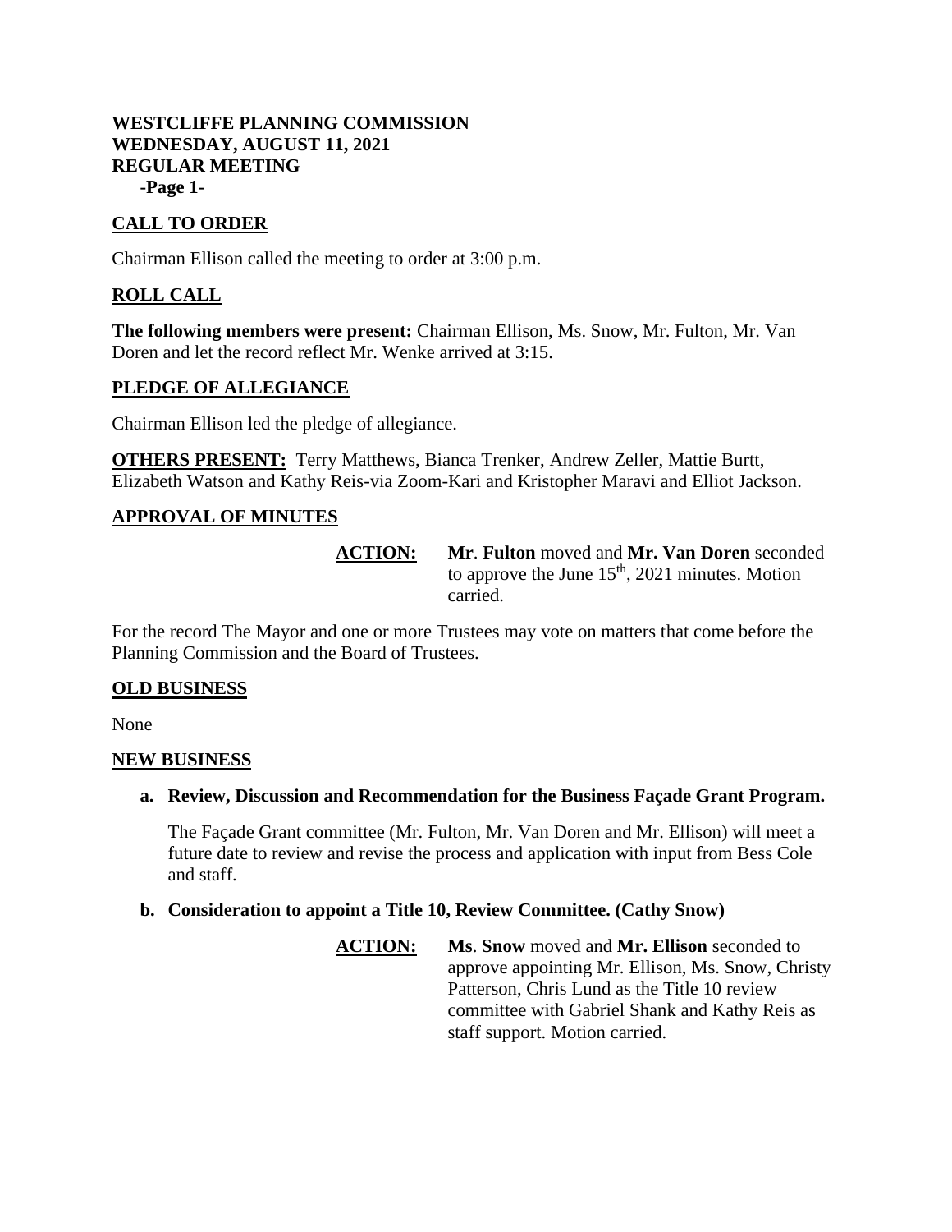**WESTCLIFFE PLANNING COMMISSION**
**WEDNESDAY, AUGUST 11, 2021**
**REGULAR MEETING**

## CALL TO ORDER

Chairman Ellison called the meeting to order at 3:00 p.m.

## ROLL CALL

**The following members were present:** Chairman Ellison, Ms. Snow, Mr. Fulton, Mr. Van Doren and let the record reflect Mr. Wenke arrived at 3:15.

## PLEDGE OF ALLEGIANCE

Chairman Ellison led the pledge of allegiance.

**OTHERS PRESENT:** Terry Matthews, Bianca Trenker, Andrew Zeller, Mattie Burtt, Elizabeth Watson and Kathy Reis-via Zoom-Kari and Kristopher Maravi and Elliot Jackson.

## APPROVAL OF MINUTES

**ACTION:** **Mr**. **Fulton** moved and **Mr. Van Doren** seconded to approve the June 15th, 2021 minutes. Motion carried.

For the record The Mayor and one or more Trustees may vote on matters that come before the Planning Commission and the Board of Trustees.

## OLD BUSINESS

None

## NEW BUSINESS

**a. Review, Discussion and Recommendation for the Business Façade Grant Program.**

The Façade Grant committee (Mr. Fulton, Mr. Van Doren and Mr. Ellison) will meet a future date to review and revise the process and application with input from Bess Cole and staff.

**b. Consideration to appoint a Title 10, Review Committee. (Cathy Snow)**

**ACTION:** **Ms**. **Snow** moved and **Mr. Ellison** seconded to approve appointing Mr. Ellison, Ms. Snow, Christy Patterson, Chris Lund as the Title 10 review committee with Gabriel Shank and Kathy Reis as staff support. Motion carried.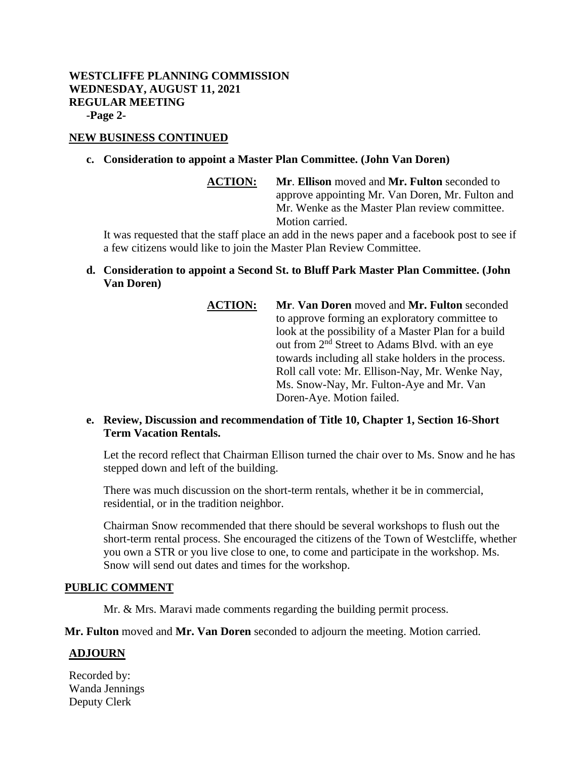**WESTCLIFFE PLANNING COMMISSION**
**WEDNESDAY, AUGUST 11, 2021**
**REGULAR MEETING**
**-Page 2-**

## NEW BUSINESS CONTINUED

**c. Consideration to appoint a Master Plan Committee. (John Van Doren)**

**ACTION:** **Mr**. **Ellison** moved and **Mr. Fulton** seconded to approve appointing Mr. Van Doren, Mr. Fulton and Mr. Wenke as the Master Plan review committee. Motion carried.

It was requested that the staff place an add in the news paper and a facebook post to see if a few citizens would like to join the Master Plan Review Committee.

**d. Consideration to appoint a Second St. to Bluff Park Master Plan Committee. (John Van Doren)**

**ACTION:** **Mr**. **Van Doren** moved and **Mr. Fulton** seconded to approve forming an exploratory committee to look at the possibility of a Master Plan for a build out from 2nd Street to Adams Blvd. with an eye towards including all stake holders in the process. Roll call vote: Mr. Ellison-Nay, Mr. Wenke Nay, Ms. Snow-Nay, Mr. Fulton-Aye and Mr. Van Doren-Aye. Motion failed.

**e. Review, Discussion and recommendation of Title 10, Chapter 1, Section 16-Short Term Vacation Rentals.**

Let the record reflect that Chairman Ellison turned the chair over to Ms. Snow and he has stepped down and left of the building.

There was much discussion on the short-term rentals, whether it be in commercial, residential, or in the tradition neighbor.

Chairman Snow recommended that there should be several workshops to flush out the short-term rental process. She encouraged the citizens of the Town of Westcliffe, whether you own a STR or you live close to one, to come and participate in the workshop. Ms. Snow will send out dates and times for the workshop.

## PUBLIC COMMENT

Mr. & Mrs. Maravi made comments regarding the building permit process.

**Mr. Fulton** moved and **Mr. Van Doren** seconded to adjourn the meeting. Motion carried.

## ADJOURN

Recorded by:
Wanda Jennings
Deputy Clerk